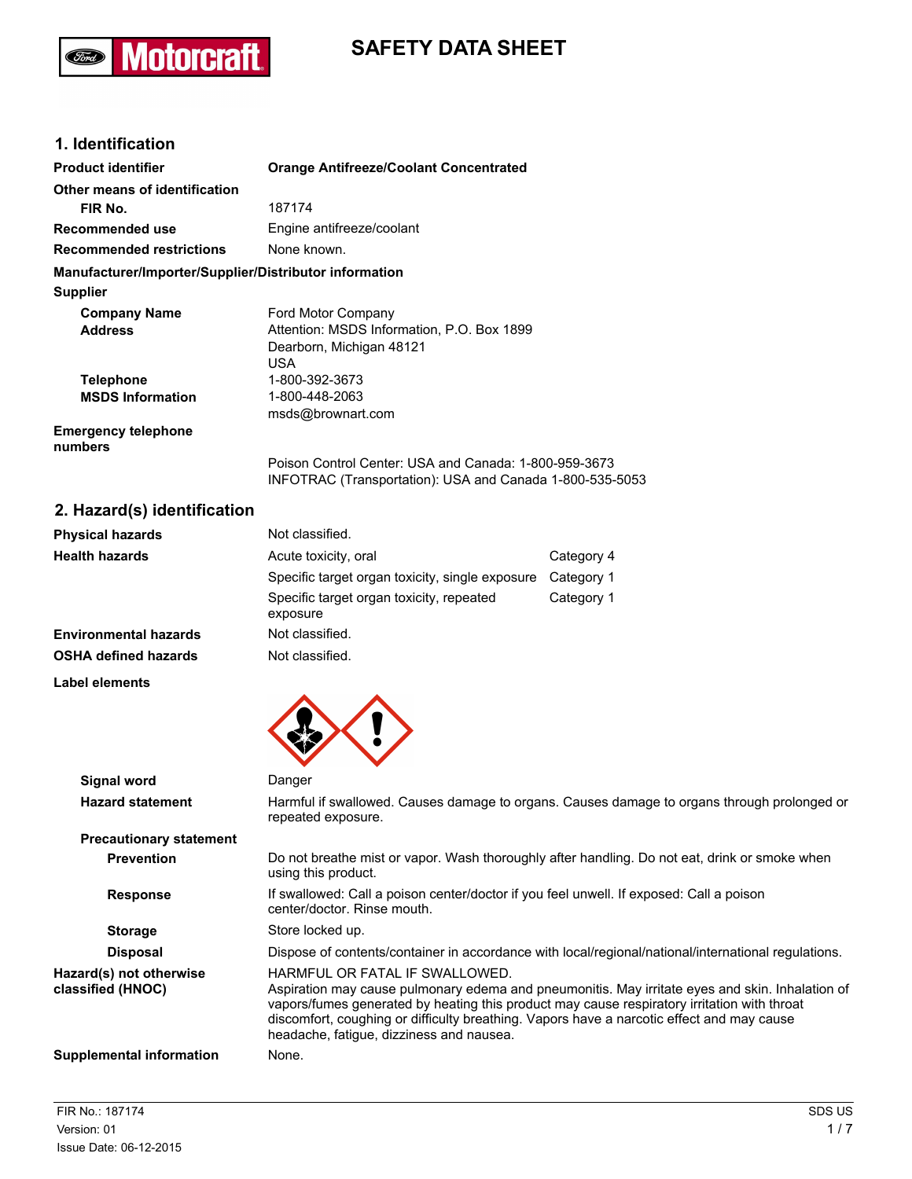# SAFETY DATA SHEET

## 1. Identification

**Product identifier** **Orange Antifreeze/Coolant Concentrated**

**Other means of identification**

**FIR No.** 187174

**Recommended use** Engine antifreeze/coolant

**Recommended restrictions** None known.

**Manufacturer/Importer/Supplier/Distributor information**

**Supplier**

| | |
|---|---|
| **Company Name** | Ford Motor Company |
| **Address** | Attention: MSDS Information, P.O. Box 1899<br>Dearborn, Michigan 48121<br>USA |
| **Telephone** | 1-800-392-3673 |
| **MSDS Information** | 1-800-448-2063<br>msds@brownart.com |
| **Emergency telephone numbers** | Poison Control Center: USA and Canada: 1-800-959-3673<br>INFOTRAC (Transportation): USA and Canada 1-800-535-5053 |

## 2. Hazard(s) identification

| | | |
|---|---|---|
| **Physical hazards** | Not classified. | |
| **Health hazards** | Acute toxicity, oral | Category 4 |
| | Specific target organ toxicity, single exposure | Category 1 |
| | Specific target organ toxicity, repeated exposure | Category 1 |
| **Environmental hazards** | Not classified. | |
| **OSHA defined hazards** | Not classified. | |

**Label elements**

**Signal word** Danger

**Hazard statement** Harmful if swallowed. Causes damage to organs. Causes damage to organs through prolonged or repeated exposure.

**Precautionary statement**

**Prevention** Do not breathe mist or vapor. Wash thoroughly after handling. Do not eat, drink or smoke when using this product.

**Response** If swallowed: Call a poison center/doctor if you feel unwell. If exposed: Call a poison center/doctor. Rinse mouth.

**Storage** Store locked up.

**Disposal** Dispose of contents/container in accordance with local/regional/national/international regulations.

**Hazard(s) not otherwise classified (HNOC)** HARMFUL OR FATAL IF SWALLOWED.
Aspiration may cause pulmonary edema and pneumonitis. May irritate eyes and skin. Inhalation of vapors/fumes generated by heating this product may cause respiratory irritation with throat discomfort, coughing or difficulty breathing. Vapors have a narcotic effect and may cause headache, fatigue, dizziness and nausea.

**Supplemental information** None.

FIR No.: 187174
Version: 01
Issue Date: 06-12-2015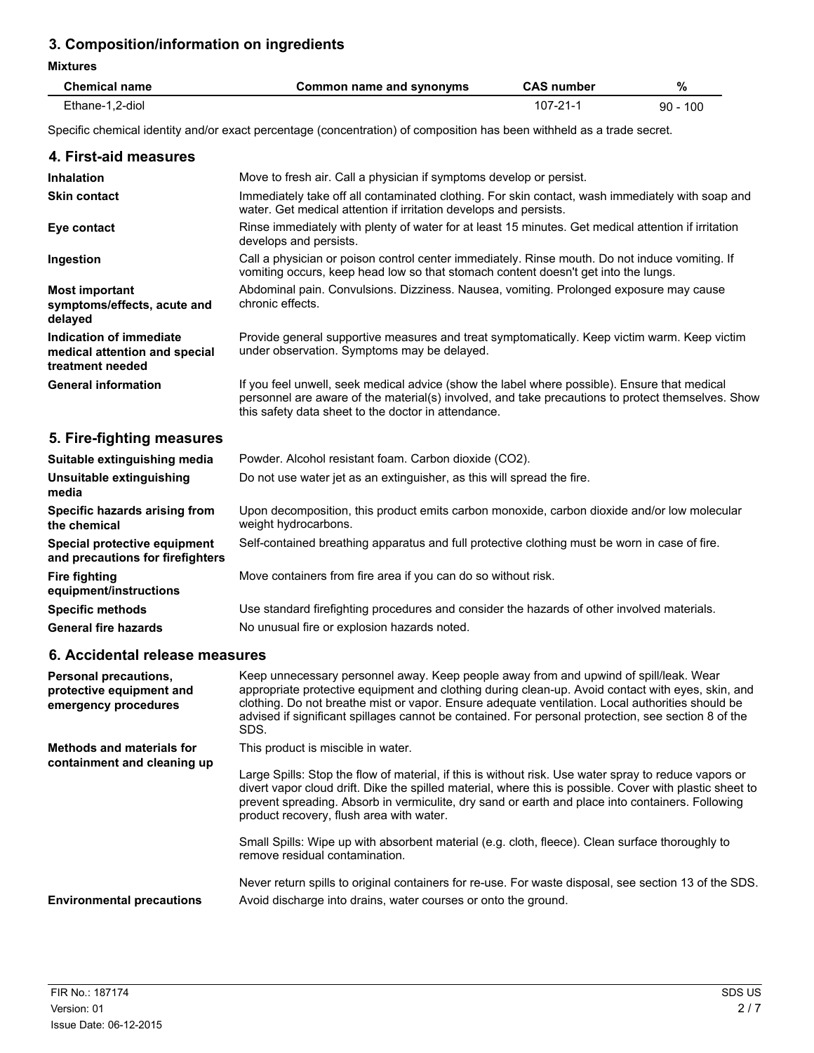## 3. Composition/information on ingredients

**Mixtures**

| Chemical name | Common name and synonyms | CAS number | % |
|---|---|---|---|
| Ethane-1,2-diol | | 107-21-1 | 90 - 100 |

Specific chemical identity and/or exact percentage (concentration) of composition has been withheld as a trade secret.

## 4. First-aid measures

**Inhalation**
Move to fresh air. Call a physician if symptoms develop or persist.

**Skin contact**
Immediately take off all contaminated clothing. For skin contact, wash immediately with soap and water. Get medical attention if irritation develops and persists.

**Eye contact**
Rinse immediately with plenty of water for at least 15 minutes. Get medical attention if irritation develops and persists.

**Ingestion**
Call a physician or poison control center immediately. Rinse mouth. Do not induce vomiting. If vomiting occurs, keep head low so that stomach content doesn't get into the lungs.

**Most important symptoms/effects, acute and delayed**
Abdominal pain. Convulsions. Dizziness. Nausea, vomiting. Prolonged exposure may cause chronic effects.

**Indication of immediate medical attention and special treatment needed**
Provide general supportive measures and treat symptomatically. Keep victim warm. Keep victim under observation. Symptoms may be delayed.

**General information**
If you feel unwell, seek medical advice (show the label where possible). Ensure that medical personnel are aware of the material(s) involved, and take precautions to protect themselves. Show this safety data sheet to the doctor in attendance.

## 5. Fire-fighting measures

**Suitable extinguishing media**
Powder. Alcohol resistant foam. Carbon dioxide ($CO_2$).

**Unsuitable extinguishing media**
Do not use water jet as an extinguisher, as this will spread the fire.

**Specific hazards arising from the chemical**
Upon decomposition, this product emits carbon monoxide, carbon dioxide and/or low molecular weight hydrocarbons.

**Special protective equipment and precautions for firefighters**
Self-contained breathing apparatus and full protective clothing must be worn in case of fire.

**Fire fighting equipment/instructions**
Move containers from fire area if you can do so without risk.

**Specific methods**
Use standard firefighting procedures and consider the hazards of other involved materials.

**General fire hazards**
No unusual fire or explosion hazards noted.

## 6. Accidental release measures

**Personal precautions, protective equipment and emergency procedures**
Keep unnecessary personnel away. Keep people away from and upwind of spill/leak. Wear appropriate protective equipment and clothing during clean-up. Avoid contact with eyes, skin, and clothing. Do not breathe mist or vapor. Ensure adequate ventilation. Local authorities should be advised if significant spillages cannot be contained. For personal protection, see section 8 of the SDS.

**Methods and materials for containment and cleaning up**
This product is miscible in water.

Large Spills: Stop the flow of material, if this is without risk. Use water spray to reduce vapors or divert vapor cloud drift. Dike the spilled material, where this is possible. Cover with plastic sheet to prevent spreading. Absorb in vermiculite, dry sand or earth and place into containers. Following product recovery, flush area with water.

Small Spills: Wipe up with absorbent material (e.g. cloth, fleece). Clean surface thoroughly to remove residual contamination.

Never return spills to original containers for re-use. For waste disposal, see section 13 of the SDS.

**Environmental precautions**
Avoid discharge into drains, water courses or onto the ground.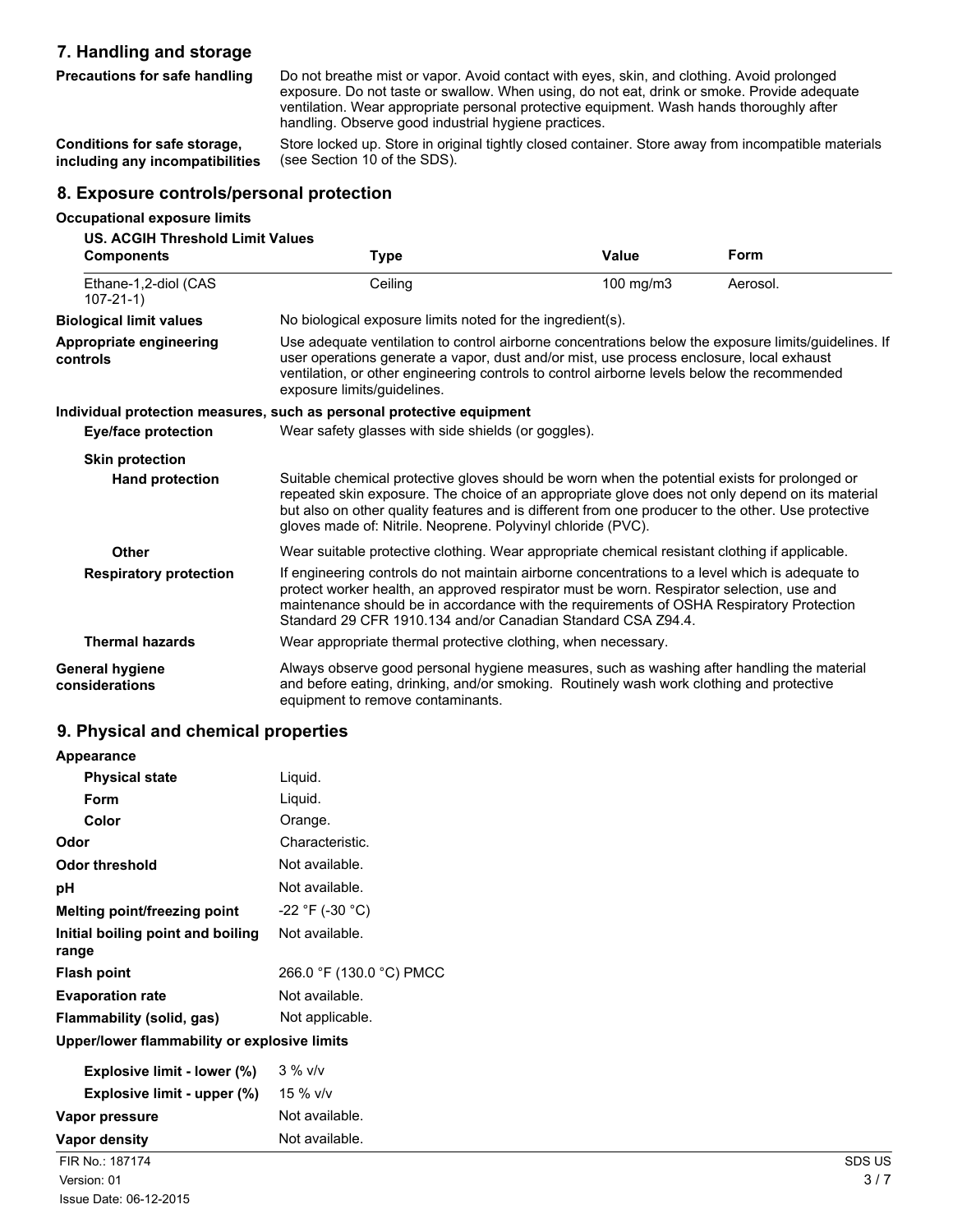## 7. Handling and storage

**Precautions for safe handling**

Do not breathe mist or vapor. Avoid contact with eyes, skin, and clothing. Avoid prolonged exposure. Do not taste or swallow. When using, do not eat, drink or smoke. Provide adequate ventilation. Wear appropriate personal protective equipment. Wash hands thoroughly after handling. Observe good industrial hygiene practices.

**Conditions for safe storage, including any incompatibilities**

Store locked up. Store in original tightly closed container. Store away from incompatible materials (see Section 10 of the SDS).

## 8. Exposure controls/personal protection

**Occupational exposure limits**

**US. ACGIH Threshold Limit Values**

| Components | Type | Value | Form |
|---|---|---|---|
| Ethane-1,2-diol (CAS 107-21-1) | Ceiling | 100 mg/m3 | Aerosol. |

**Biological limit values**

No biological exposure limits noted for the ingredient(s).

**Appropriate engineering controls**

Use adequate ventilation to control airborne concentrations below the exposure limits/guidelines. If user operations generate a vapor, dust and/or mist, use process enclosure, local exhaust ventilation, or other engineering controls to control airborne levels below the recommended exposure limits/guidelines.

**Individual protection measures, such as personal protective equipment**

**Eye/face protection**

Wear safety glasses with side shields (or goggles).

**Skin protection**

**Hand protection**

Suitable chemical protective gloves should be worn when the potential exists for prolonged or repeated skin exposure. The choice of an appropriate glove does not only depend on its material but also on other quality features and is different from one producer to the other. Use protective gloves made of: Nitrile. Neoprene. Polyvinyl chloride (PVC).

**Other**

Wear suitable protective clothing. Wear appropriate chemical resistant clothing if applicable.

**Respiratory protection**

If engineering controls do not maintain airborne concentrations to a level which is adequate to protect worker health, an approved respirator must be worn. Respirator selection, use and maintenance should be in accordance with the requirements of OSHA Respiratory Protection Standard 29 CFR 1910.134 and/or Canadian Standard CSA Z94.4.

**Thermal hazards**

Wear appropriate thermal protective clothing, when necessary.

**General hygiene considerations**

Always observe good personal hygiene measures, such as washing after handling the material and before eating, drinking, and/or smoking. Routinely wash work clothing and protective equipment to remove contaminants.

## 9. Physical and chemical properties

**Appearance**

**Physical state** Liquid.

**Form** Liquid.

**Color** Orange.

**Odor** Characteristic.

**Odor threshold** Not available.

**pH** Not available.

**Melting point/freezing point** -22 °F (-30 °C)

**Initial boiling point and boiling range** Not available.

**Flash point** 266.0 °F (130.0 °C) PMCC

**Evaporation rate** Not available.

**Flammability (solid, gas)** Not applicable.

**Upper/lower flammability or explosive limits**

**Explosive limit - lower (%)** 3 % v/v

**Explosive limit - upper (%)** 15 % v/v

**Vapor pressure** Not available.

**Vapor density** Not available.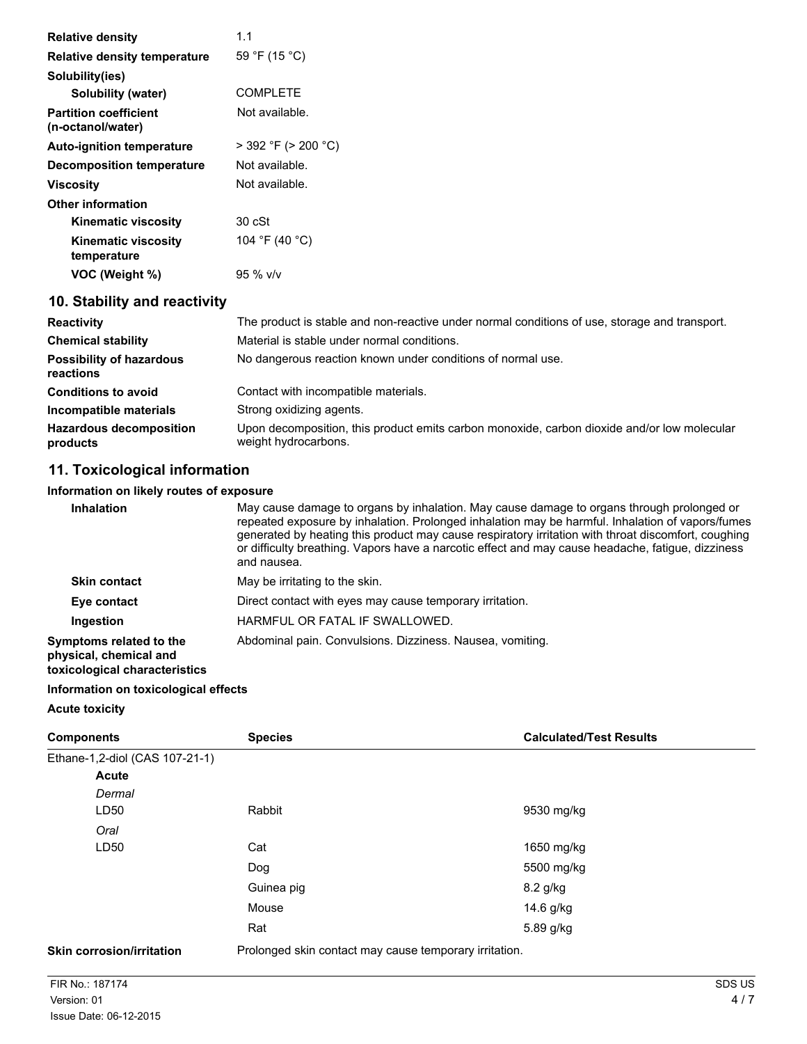| | |
|---|---|
| **Relative density** | 1.1 |
| **Relative density temperature** | 59 °F (15 °C) |
| **Solubility(ies)** | |
| **Solubility (water)** | COMPLETE |
| **Partition coefficient (n-octanol/water)** | Not available. |
| **Auto-ignition temperature** | > 392 °F (> 200 °C) |
| **Decomposition temperature** | Not available. |
| **Viscosity** | Not available. |
| **Other information** | |
| **Kinematic viscosity** | 30 cSt |
| **Kinematic viscosity temperature** | 104 °F (40 °C) |
| **VOC (Weight %)** | 95 % v/v |

## 10. Stability and reactivity

| | |
|---|---|
| **Reactivity** | The product is stable and non-reactive under normal conditions of use, storage and transport. |
| **Chemical stability** | Material is stable under normal conditions. |
| **Possibility of hazardous reactions** | No dangerous reaction known under conditions of normal use. |
| **Conditions to avoid** | Contact with incompatible materials. |
| **Incompatible materials** | Strong oxidizing agents. |
| **Hazardous decomposition products** | Upon decomposition, this product emits carbon monoxide, carbon dioxide and/or low molecular weight hydrocarbons. |

## 11. Toxicological information

**Information on likely routes of exposure**

| | |
|---|---|
| **Inhalation** | May cause damage to organs by inhalation. May cause damage to organs through prolonged or repeated exposure by inhalation. Prolonged inhalation may be harmful. Inhalation of vapors/fumes generated by heating this product may cause respiratory irritation with throat discomfort, coughing or difficulty breathing. Vapors have a narcotic effect and may cause headache, fatigue, dizziness and nausea. |
| **Skin contact** | May be irritating to the skin. |
| **Eye contact** | Direct contact with eyes may cause temporary irritation. |
| **Ingestion** | HARMFUL OR FATAL IF SWALLOWED. |
| **Symptoms related to the physical, chemical and toxicological characteristics** | Abdominal pain. Convulsions. Dizziness. Nausea, vomiting. |

**Information on toxicological effects**

**Acute toxicity**

| Components | Species | Calculated/Test Results |
|---|---|---|
| Ethane-1,2-diol (CAS 107-21-1) | | |
| **Acute** | | |
| *Dermal* | | |
| LD50 | Rabbit | 9530 mg/kg |
| *Oral* | | |
| LD50 | Cat | 1650 mg/kg |
| | Dog | 5500 mg/kg |
| | Guinea pig | 8.2 g/kg |
| | Mouse | 14.6 g/kg |
| | Rat | 5.89 g/kg |

**Skin corrosion/irritation** Prolonged skin contact may cause temporary irritation.

FIR No.: 187174
Version: 01
Issue Date: 06-12-2015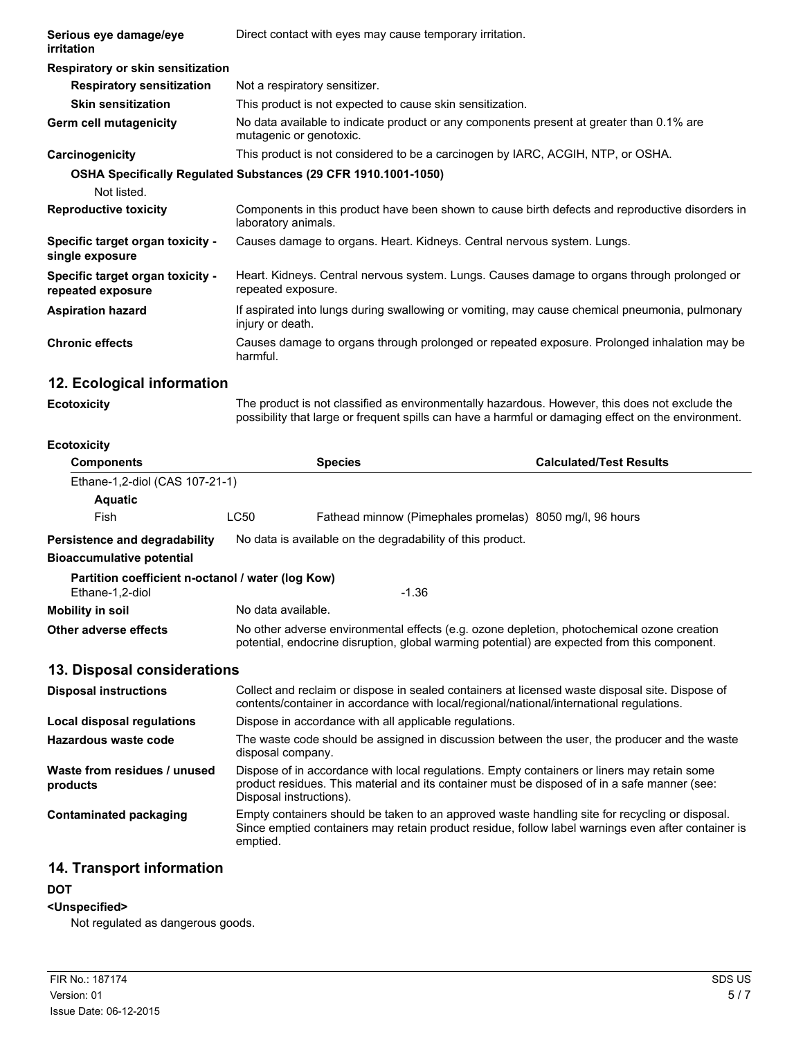| | |
|---|---|
| **Serious eye damage/eye irritation** | Direct contact with eyes may cause temporary irritation. |
| **Respiratory or skin sensitization** | |
| **Respiratory sensitization** | Not a respiratory sensitizer. |
| **Skin sensitization** | This product is not expected to cause skin sensitization. |
| **Germ cell mutagenicity** | No data available to indicate product or any components present at greater than 0.1% are mutagenic or genotoxic. |
| **Carcinogenicity** | This product is not considered to be a carcinogen by IARC, ACGIH, NTP, or OSHA. |

**OSHA Specifically Regulated Substances (29 CFR 1910.1001-1050)**

Not listed.

| | |
|---|---|
| **Reproductive toxicity** | Components in this product have been shown to cause birth defects and reproductive disorders in laboratory animals. |
| **Specific target organ toxicity - single exposure** | Causes damage to organs. Heart. Kidneys. Central nervous system. Lungs. |
| **Specific target organ toxicity - repeated exposure** | Heart. Kidneys. Central nervous system. Lungs. Causes damage to organs through prolonged or repeated exposure. |
| **Aspiration hazard** | If aspirated into lungs during swallowing or vomiting, may cause chemical pneumonia, pulmonary injury or death. |
| **Chronic effects** | Causes damage to organs through prolonged or repeated exposure. Prolonged inhalation may be harmful. |

## 12. Ecological information

**Ecotoxicity** The product is not classified as environmentally hazardous. However, this does not exclude the possibility that large or frequent spills can have a harmful or damaging effect on the environment.

**Ecotoxicity**

| Components | | Species | Calculated/Test Results |
|---|---|---|---|
| Ethane-1,2-diol (CAS 107-21-1) | | | |
| **Aquatic** | | | |
| Fish | LC50 | Fathead minnow (Pimephales promelas) | 8050 mg/l, 96 hours |

| | |
|---|---|
| **Persistence and degradability** | No data is available on the degradability of this product. |
| **Bioaccumulative potential** | |

**Partition coefficient n-octanol / water (log Kow)**

Ethane-1,2-diol -1.36

| | |
|---|---|
| **Mobility in soil** | No data available. |
| **Other adverse effects** | No other adverse environmental effects (e.g. ozone depletion, photochemical ozone creation potential, endocrine disruption, global warming potential) are expected from this component. |

## 13. Disposal considerations

| | |
|---|---|
| **Disposal instructions** | Collect and reclaim or dispose in sealed containers at licensed waste disposal site. Dispose of contents/container in accordance with local/regional/national/international regulations. |
| **Local disposal regulations** | Dispose in accordance with all applicable regulations. |
| **Hazardous waste code** | The waste code should be assigned in discussion between the user, the producer and the waste disposal company. |
| **Waste from residues / unused products** | Dispose of in accordance with local regulations. Empty containers or liners may retain some product residues. This material and its container must be disposed of in a safe manner (see: Disposal instructions). |
| **Contaminated packaging** | Empty containers should be taken to an approved waste handling site for recycling or disposal. Since emptied containers may retain product residue, follow label warnings even after container is emptied. |

## 14. Transport information

**DOT**

**<Unspecified>**

Not regulated as dangerous goods.

FIR No.: 187174
Version: 01
Issue Date: 06-12-2015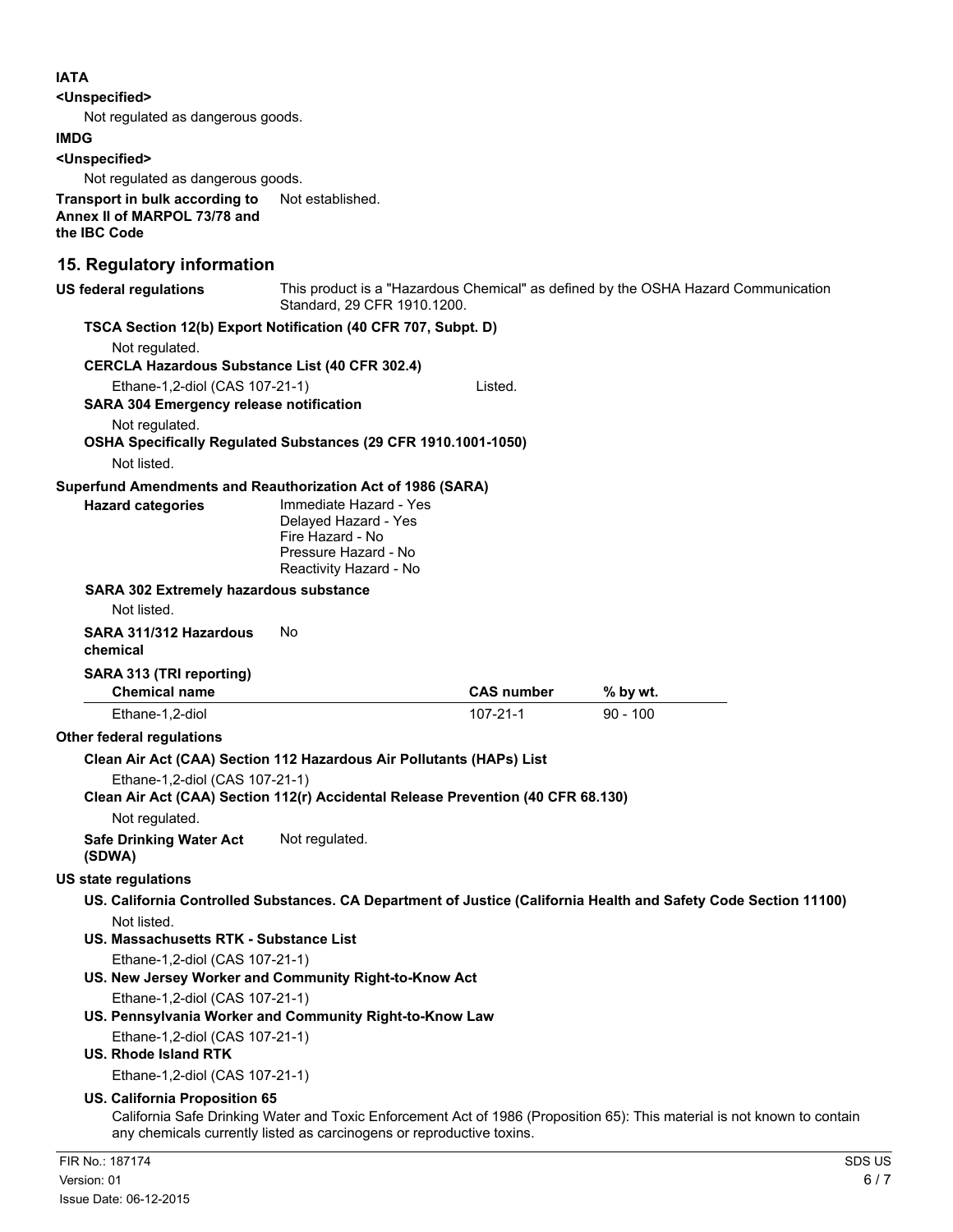**IATA**

**<Unspecified>**

Not regulated as dangerous goods.

**IMDG**

**<Unspecified>**

Not regulated as dangerous goods.

**Transport in bulk according to Annex II of MARPOL 73/78 and the IBC Code** Not established.

## 15. Regulatory information

**US federal regulations** This product is a "Hazardous Chemical" as defined by the OSHA Hazard Communication Standard, 29 CFR 1910.1200.

**TSCA Section 12(b) Export Notification (40 CFR 707, Subpt. D)**

Not regulated.

**CERCLA Hazardous Substance List (40 CFR 302.4)**

Ethane-1,2-diol (CAS 107-21-1) Listed.

**SARA 304 Emergency release notification**

Not regulated.

**OSHA Specifically Regulated Substances (29 CFR 1910.1001-1050)**

Not listed.

**Superfund Amendments and Reauthorization Act of 1986 (SARA)**

**Hazard categories**
Immediate Hazard - Yes
Delayed Hazard - Yes
Fire Hazard - No
Pressure Hazard - No
Reactivity Hazard - No

**SARA 302 Extremely hazardous substance**

Not listed.

**SARA 311/312 Hazardous chemical** No

**SARA 313 (TRI reporting)**

| Chemical name | CAS number | % by wt. |
|---|---|---|
| Ethane-1,2-diol | 107-21-1 | 90 - 100 |

**Other federal regulations**

**Clean Air Act (CAA) Section 112 Hazardous Air Pollutants (HAPs) List**

Ethane-1,2-diol (CAS 107-21-1)

**Clean Air Act (CAA) Section 112(r) Accidental Release Prevention (40 CFR 68.130)**

Not regulated.

**Safe Drinking Water Act (SDWA)** Not regulated.

**US state regulations**

**US. California Controlled Substances. CA Department of Justice (California Health and Safety Code Section 11100)**

Not listed.

**US. Massachusetts RTK - Substance List**

Ethane-1,2-diol (CAS 107-21-1)

**US. New Jersey Worker and Community Right-to-Know Act**

Ethane-1,2-diol (CAS 107-21-1)

**US. Pennsylvania Worker and Community Right-to-Know Law**

Ethane-1,2-diol (CAS 107-21-1)

**US. Rhode Island RTK**

Ethane-1,2-diol (CAS 107-21-1)

**US. California Proposition 65**

California Safe Drinking Water and Toxic Enforcement Act of 1986 (Proposition 65): This material is not known to contain any chemicals currently listed as carcinogens or reproductive toxins.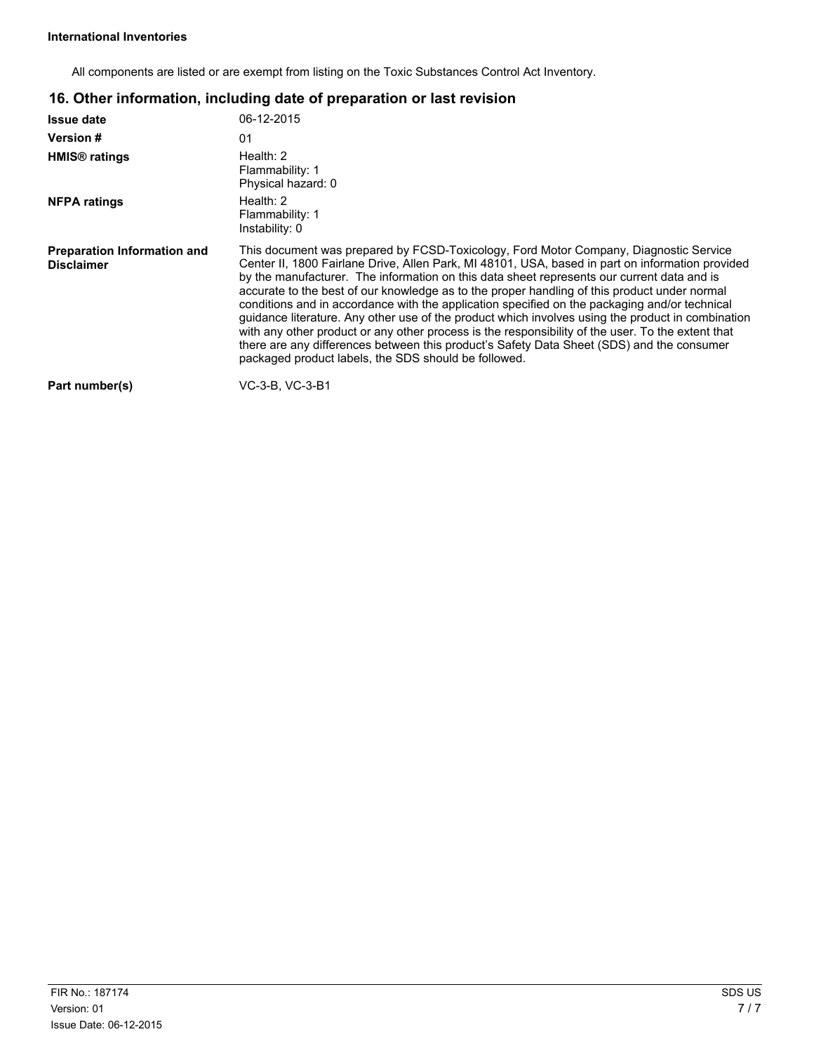**International Inventories**

All components are listed or are exempt from listing on the Toxic Substances Control Act Inventory.

## 16. Other information, including date of preparation or last revision

| | |
|---|---|
| **Issue date** | 06-12-2015 |
| **Version #** | 01 |
| **HMIS® ratings** | Health: 2<br>Flammability: 1<br>Physical hazard: 0 |
| **NFPA ratings** | Health: 2<br>Flammability: 1<br>Instability: 0 |
| **Preparation Information and Disclaimer** | This document was prepared by FCSD-Toxicology, Ford Motor Company, Diagnostic Service Center II, 1800 Fairlane Drive, Allen Park, MI 48101, USA, based in part on information provided by the manufacturer. The information on this data sheet represents our current data and is accurate to the best of our knowledge as to the proper handling of this product under normal conditions and in accordance with the application specified on the packaging and/or technical guidance literature. Any other use of the product which involves using the product in combination with any other product or any other process is the responsibility of the user. To the extent that there are any differences between this product's Safety Data Sheet (SDS) and the consumer packaged product labels, the SDS should be followed. |
| **Part number(s)** | VC-3-B, VC-3-B1 |